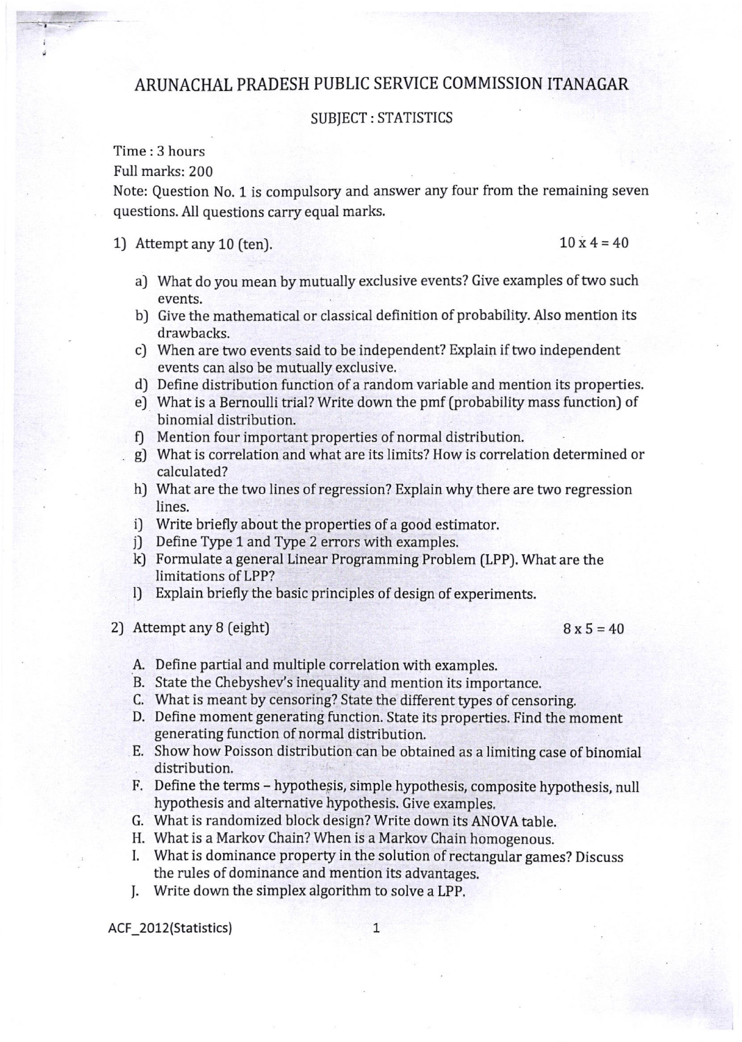# ARUNACHAL PRADESH PUBLIC SERVICE COMMISSION ITANAGAR

## SUBJECT : STATISTICS

Time : 3 hours

Full marks: 200

Note: Question No. 1 is compulsory and answer any four from the remaining seven questions. All questions carry equal marks.

1) Attempt any 10 (ten). $10 \times 4 = 40$

   a) What do you mean by mutually exclusive events? Give examples of two such events.
   b) Give the mathematical or classical definition of probability. Also mention its drawbacks.
   c) When are two events said to be independent? Explain if two independent events can also be mutually exclusive.
   d) Define distribution function of a random variable and mention its properties.
   e) What is a Bernoulli trial? Write down the pmf (probability mass function) of binomial distribution.
   f) Mention four important properties of normal distribution.
   g) What is correlation and what are its limits? How is correlation determined or calculated?
   h) What are the two lines of regression? Explain why there are two regression lines.
   i) Write briefly about the properties of a good estimator.
   j) Define Type 1 and Type 2 errors with examples.
   k) Formulate a general Linear Programming Problem (LPP). What are the limitations of LPP?
   l) Explain briefly the basic principles of design of experiments.

2) Attempt any 8 (eight) $8 \times 5 = 40$

   A. Define partial and multiple correlation with examples.
   B. State the Chebyshev's inequality and mention its importance.
   C. What is meant by censoring? State the different types of censoring.
   D. Define moment generating function. State its properties. Find the moment generating function of normal distribution.
   E. Show how Poisson distribution can be obtained as a limiting case of binomial distribution.
   F. Define the terms – hypothesis, simple hypothesis, composite hypothesis, null hypothesis and alternative hypothesis. Give examples.
   G. What is randomized block design? Write down its ANOVA table.
   H. What is a Markov Chain? When is a Markov Chain homogenous.
   I. What is dominance property in the solution of rectangular games? Discuss the rules of dominance and mention its advantages.
   J. Write down the simplex algorithm to solve a LPP.

ACF_2012(Statistics)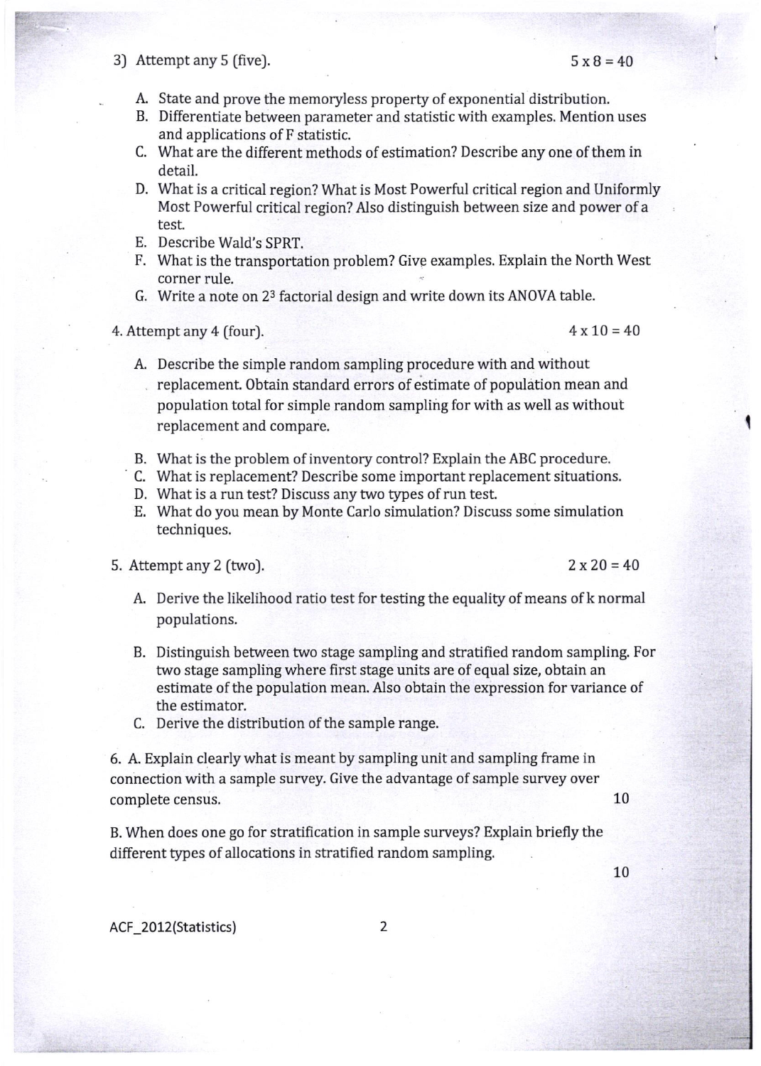3) Attempt any 5 (five). $5 \times 8 = 40$

A. State and prove the memoryless property of exponential distribution.

B. Differentiate between parameter and statistic with examples. Mention uses and applications of F statistic.

C. What are the different methods of estimation? Describe any one of them in detail.

D. What is a critical region? What is Most Powerful critical region and Uniformly Most Powerful critical region? Also distinguish between size and power of a test.

E. Describe Wald's SPRT.

F. What is the transportation problem? Give examples. Explain the North West corner rule.

G. Write a note on $2^3$ factorial design and write down its ANOVA table.

4. Attempt any 4 (four). $4 \times 10 = 40$

A. Describe the simple random sampling procedure with and without replacement. Obtain standard errors of estimate of population mean and population total for simple random sampling for with as well as without replacement and compare.

B. What is the problem of inventory control? Explain the ABC procedure.

C. What is replacement? Describe some important replacement situations.

D. What is a run test? Discuss any two types of run test.

E. What do you mean by Monte Carlo simulation? Discuss some simulation techniques.

5. Attempt any 2 (two). $2 \times 20 = 40$

A. Derive the likelihood ratio test for testing the equality of means of k normal populations.

B. Distinguish between two stage sampling and stratified random sampling. For two stage sampling where first stage units are of equal size, obtain an estimate of the population mean. Also obtain the expression for variance of the estimator.

C. Derive the distribution of the sample range.

6. A. Explain clearly what is meant by sampling unit and sampling frame in connection with a sample survey. Give the advantage of sample survey over complete census. 10

B. When does one go for stratification in sample surveys? Explain briefly the different types of allocations in stratified random sampling. 10

ACF_2012(Statistics)